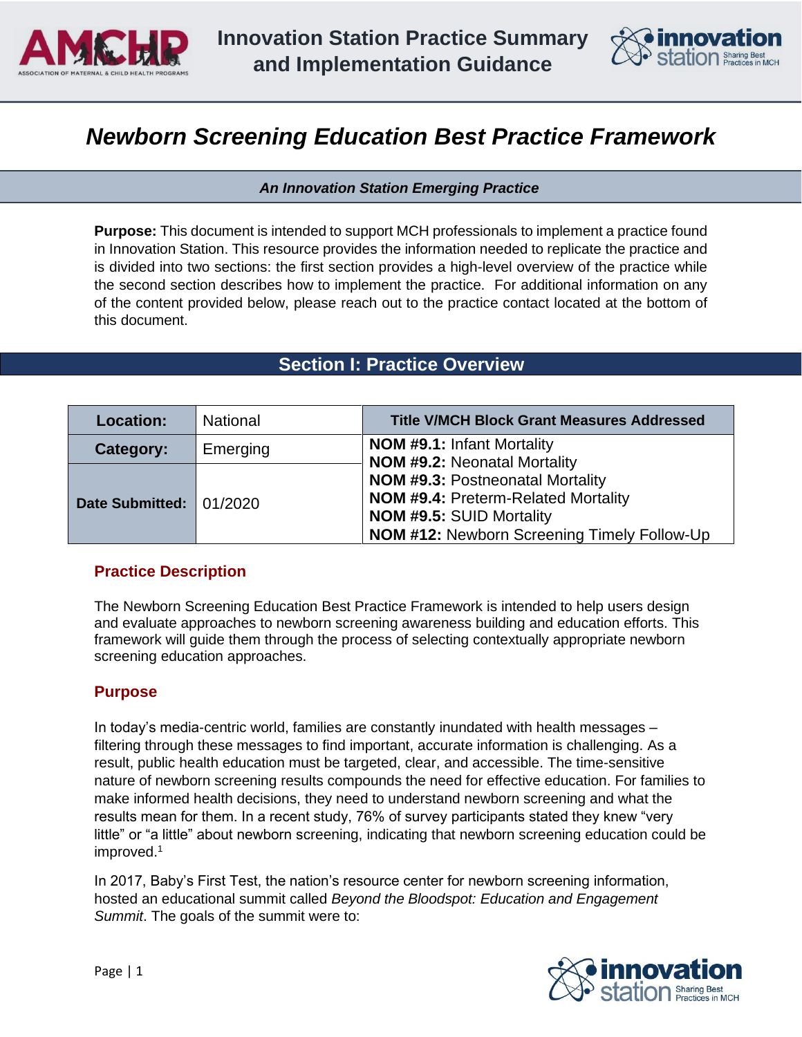# Innovation Station Practice Summary and Implementation Guidance

# *Newborn Screening Education Best Practice Framework*

***An Innovation Station Emerging Practice***

**Purpose:** This document is intended to support MCH professionals to implement a practice found in Innovation Station. This resource provides the information needed to replicate the practice and is divided into two sections: the first section provides a high-level overview of the practice while the second section describes how to implement the practice. For additional information on any of the content provided below, please reach out to the practice contact located at the bottom of this document.

## Section I: Practice Overview

| | | Title V/MCH Block Grant Measures Addressed |
|---|---|---|
| **Location:** | National | **NOM #9.1:** Infant Mortality<br>**NOM #9.2:** Neonatal Mortality<br>**NOM #9.3:** Postneonatal Mortality<br>**NOM #9.4:** Preterm-Related Mortality<br>**NOM #9.5:** SUID Mortality<br>**NOM #12:** Newborn Screening Timely Follow-Up |
| **Category:** | Emerging | |
| **Date Submitted:** | 01/2020 | |

### Practice Description

The Newborn Screening Education Best Practice Framework is intended to help users design and evaluate approaches to newborn screening awareness building and education efforts. This framework will guide them through the process of selecting contextually appropriate newborn screening education approaches.

### Purpose

In today's media-centric world, families are constantly inundated with health messages – filtering through these messages to find important, accurate information is challenging. As a result, public health education must be targeted, clear, and accessible. The time-sensitive nature of newborn screening results compounds the need for effective education. For families to make informed health decisions, they need to understand newborn screening and what the results mean for them. In a recent study, 76% of survey participants stated they knew "very little" or "a little" about newborn screening, indicating that newborn screening education could be improved.[1]

In 2017, Baby's First Test, the nation's resource center for newborn screening information, hosted an educational summit called *Beyond the Bloodspot: Education and Engagement Summit*. The goals of the summit were to: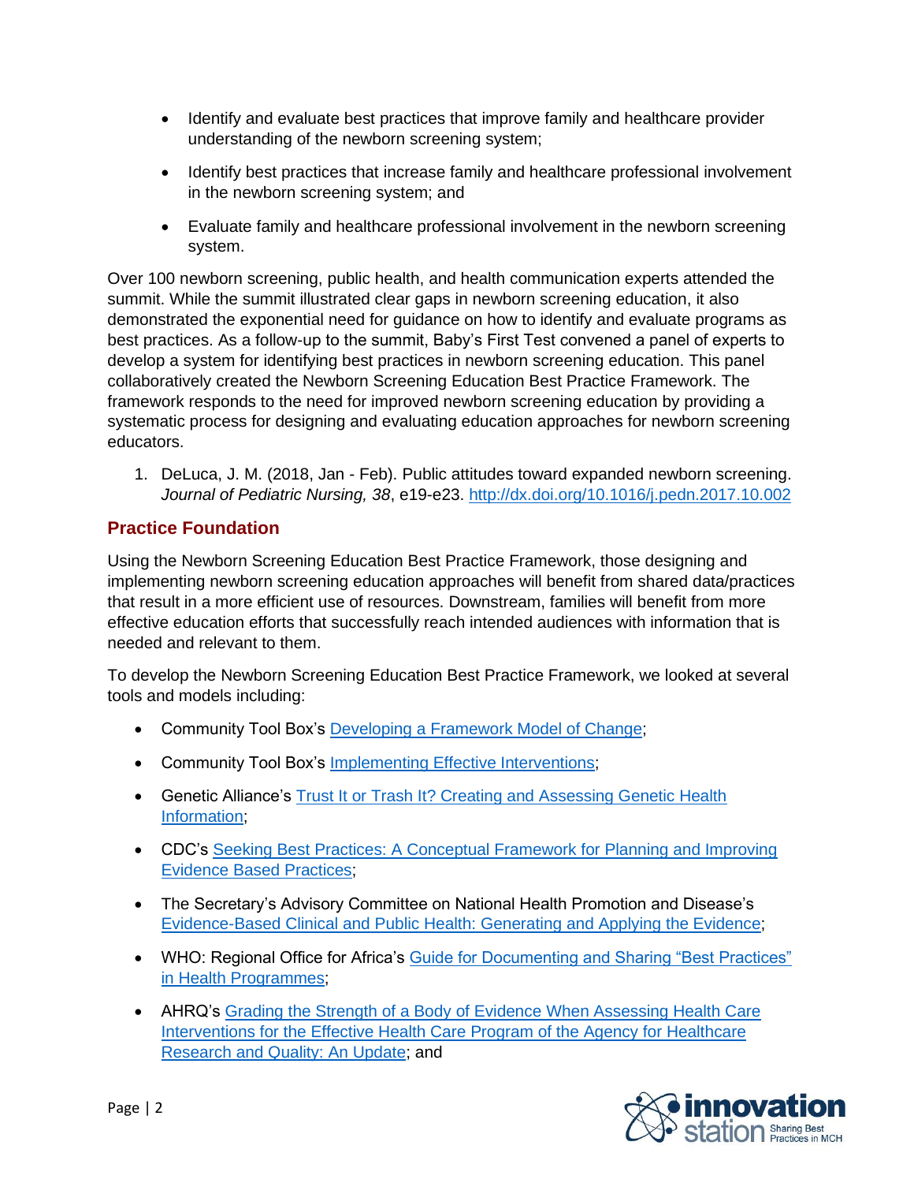- Identify and evaluate best practices that improve family and healthcare provider understanding of the newborn screening system;
- Identify best practices that increase family and healthcare professional involvement in the newborn screening system; and
- Evaluate family and healthcare professional involvement in the newborn screening system.

Over 100 newborn screening, public health, and health communication experts attended the summit. While the summit illustrated clear gaps in newborn screening education, it also demonstrated the exponential need for guidance on how to identify and evaluate programs as best practices. As a follow-up to the summit, Baby's First Test convened a panel of experts to develop a system for identifying best practices in newborn screening education. This panel collaboratively created the Newborn Screening Education Best Practice Framework. The framework responds to the need for improved newborn screening education by providing a systematic process for designing and evaluating education approaches for newborn screening educators.

1. DeLuca, J. M. (2018, Jan - Feb). Public attitudes toward expanded newborn screening. *Journal of Pediatric Nursing, 38*, e19-e23. http://dx.doi.org/10.1016/j.pedn.2017.10.002

## Practice Foundation

Using the Newborn Screening Education Best Practice Framework, those designing and implementing newborn screening education approaches will benefit from shared data/practices that result in a more efficient use of resources. Downstream, families will benefit from more effective education efforts that successfully reach intended audiences with information that is needed and relevant to them.

To develop the Newborn Screening Education Best Practice Framework, we looked at several tools and models including:

- Community Tool Box's Developing a Framework Model of Change;
- Community Tool Box's Implementing Effective Interventions;
- Genetic Alliance's Trust It or Trash It? Creating and Assessing Genetic Health Information;
- CDC's Seeking Best Practices: A Conceptual Framework for Planning and Improving Evidence Based Practices;
- The Secretary's Advisory Committee on National Health Promotion and Disease's Evidence-Based Clinical and Public Health: Generating and Applying the Evidence;
- WHO: Regional Office for Africa's Guide for Documenting and Sharing "Best Practices" in Health Programmes;
- AHRQ's Grading the Strength of a Body of Evidence When Assessing Health Care Interventions for the Effective Health Care Program of the Agency for Healthcare Research and Quality: An Update; and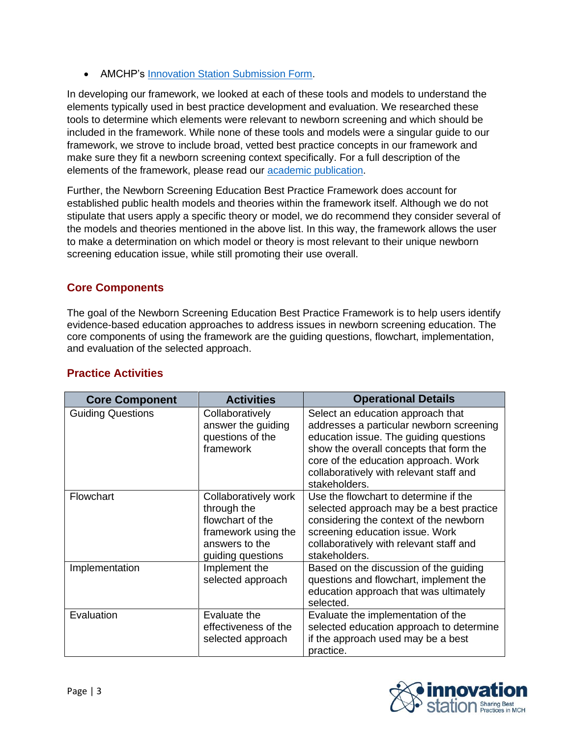- AMCHP's [Innovation Station Submission Form](#).

In developing our framework, we looked at each of these tools and models to understand the elements typically used in best practice development and evaluation. We researched these tools to determine which elements were relevant to newborn screening and which should be included in the framework. While none of these tools and models were a singular guide to our framework, we strove to include broad, vetted best practice concepts in our framework and make sure they fit a newborn screening context specifically. For a full description of the elements of the framework, please read our [academic publication](#).

Further, the Newborn Screening Education Best Practice Framework does account for established public health models and theories within the framework itself. Although we do not stipulate that users apply a specific theory or model, we do recommend they consider several of the models and theories mentioned in the above list. In this way, the framework allows the user to make a determination on which model or theory is most relevant to their unique newborn screening education issue, while still promoting their use overall.

## Core Components

The goal of the Newborn Screening Education Best Practice Framework is to help users identify evidence-based education approaches to address issues in newborn screening education. The core components of using the framework are the guiding questions, flowchart, implementation, and evaluation of the selected approach.

## Practice Activities

| Core Component | Activities | Operational Details |
|---|---|---|
| Guiding Questions | Collaboratively answer the guiding questions of the framework | Select an education approach that addresses a particular newborn screening education issue. The guiding questions show the overall concepts that form the core of the education approach. Work collaboratively with relevant staff and stakeholders. |
| Flowchart | Collaboratively work through the flowchart of the framework using the answers to the guiding questions | Use the flowchart to determine if the selected approach may be a best practice considering the context of the newborn screening education issue. Work collaboratively with relevant staff and stakeholders. |
| Implementation | Implement the selected approach | Based on the discussion of the guiding questions and flowchart, implement the education approach that was ultimately selected. |
| Evaluation | Evaluate the effectiveness of the selected approach | Evaluate the implementation of the selected education approach to determine if the approach used may be a best practice. |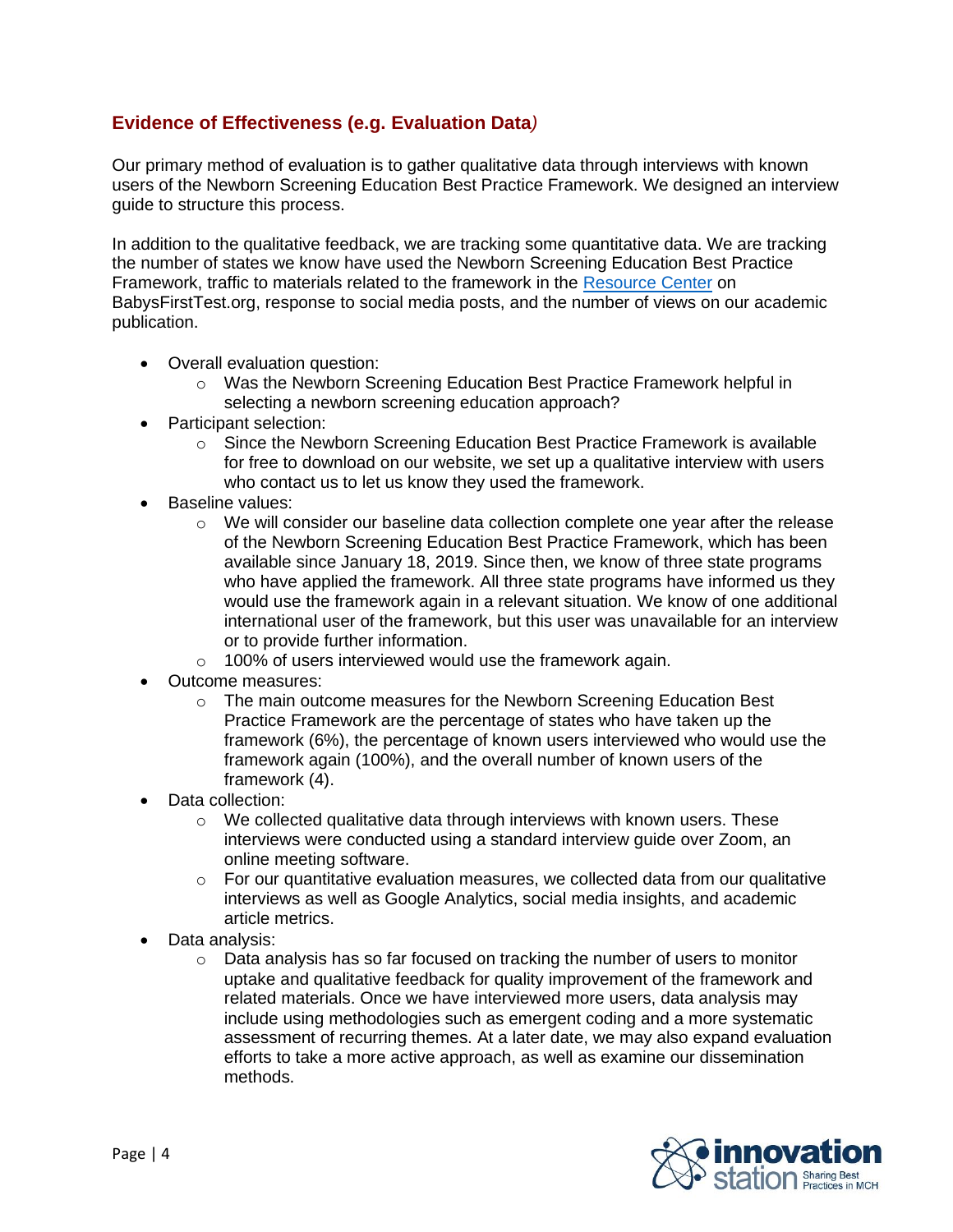## Evidence of Effectiveness (e.g. Evaluation Data)

Our primary method of evaluation is to gather qualitative data through interviews with known users of the Newborn Screening Education Best Practice Framework. We designed an interview guide to structure this process.

In addition to the qualitative feedback, we are tracking some quantitative data. We are tracking the number of states we know have used the Newborn Screening Education Best Practice Framework, traffic to materials related to the framework in the Resource Center on BabysFirstTest.org, response to social media posts, and the number of views on our academic publication.

- Overall evaluation question:
  - Was the Newborn Screening Education Best Practice Framework helpful in selecting a newborn screening education approach?
- Participant selection:
  - Since the Newborn Screening Education Best Practice Framework is available for free to download on our website, we set up a qualitative interview with users who contact us to let us know they used the framework.
- Baseline values:
  - We will consider our baseline data collection complete one year after the release of the Newborn Screening Education Best Practice Framework, which has been available since January 18, 2019. Since then, we know of three state programs who have applied the framework. All three state programs have informed us they would use the framework again in a relevant situation. We know of one additional international user of the framework, but this user was unavailable for an interview or to provide further information.
  - 100% of users interviewed would use the framework again.
- Outcome measures:
  - The main outcome measures for the Newborn Screening Education Best Practice Framework are the percentage of states who have taken up the framework (6%), the percentage of known users interviewed who would use the framework again (100%), and the overall number of known users of the framework (4).
- Data collection:
  - We collected qualitative data through interviews with known users. These interviews were conducted using a standard interview guide over Zoom, an online meeting software.
  - For our quantitative evaluation measures, we collected data from our qualitative interviews as well as Google Analytics, social media insights, and academic article metrics.
- Data analysis:
  - Data analysis has so far focused on tracking the number of users to monitor uptake and qualitative feedback for quality improvement of the framework and related materials. Once we have interviewed more users, data analysis may include using methodologies such as emergent coding and a more systematic assessment of recurring themes. At a later date, we may also expand evaluation efforts to take a more active approach, as well as examine our dissemination methods.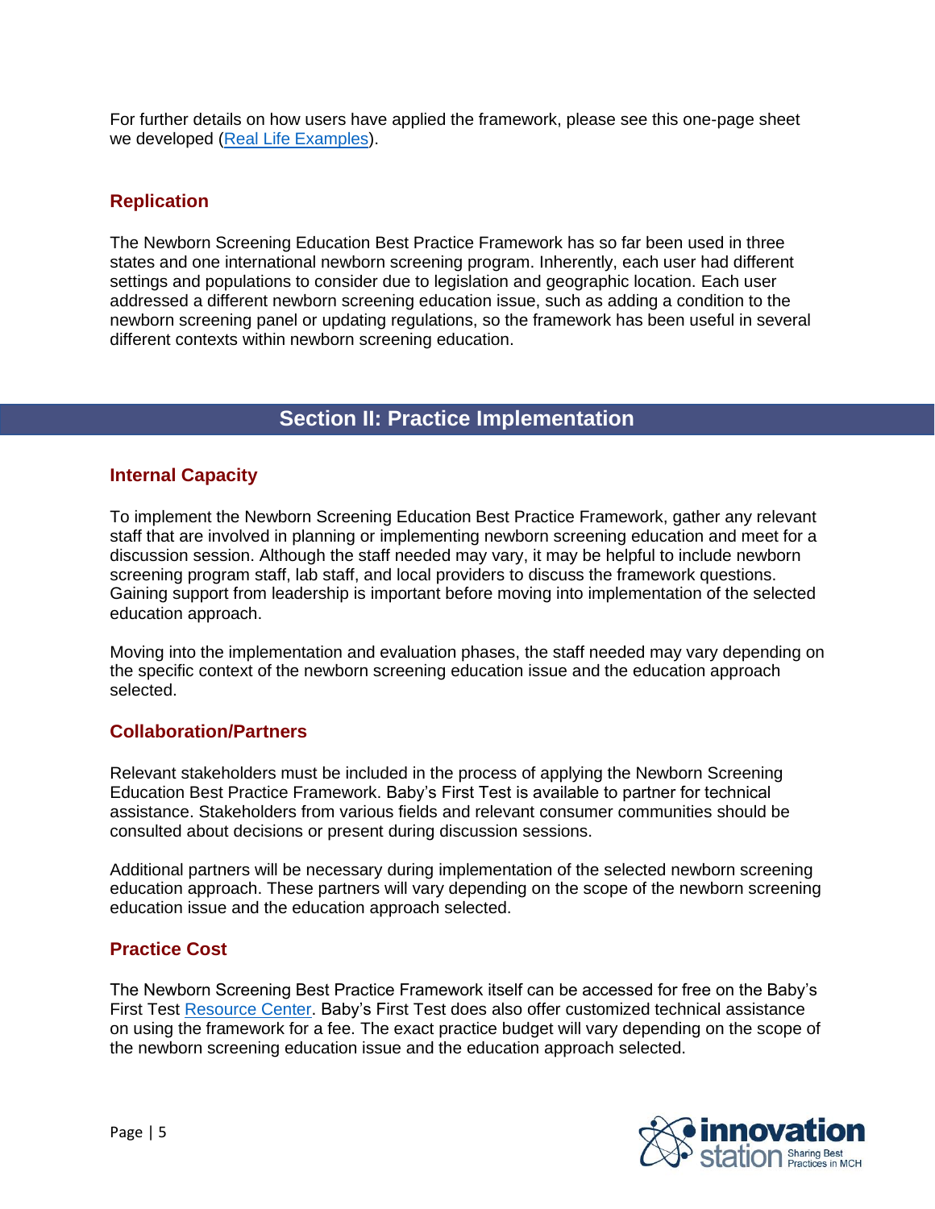For further details on how users have applied the framework, please see this one-page sheet we developed (Real Life Examples).

### Replication

The Newborn Screening Education Best Practice Framework has so far been used in three states and one international newborn screening program. Inherently, each user had different settings and populations to consider due to legislation and geographic location. Each user addressed a different newborn screening education issue, such as adding a condition to the newborn screening panel or updating regulations, so the framework has been useful in several different contexts within newborn screening education.

## Section II: Practice Implementation

### Internal Capacity

To implement the Newborn Screening Education Best Practice Framework, gather any relevant staff that are involved in planning or implementing newborn screening education and meet for a discussion session. Although the staff needed may vary, it may be helpful to include newborn screening program staff, lab staff, and local providers to discuss the framework questions. Gaining support from leadership is important before moving into implementation of the selected education approach.

Moving into the implementation and evaluation phases, the staff needed may vary depending on the specific context of the newborn screening education issue and the education approach selected.

### Collaboration/Partners

Relevant stakeholders must be included in the process of applying the Newborn Screening Education Best Practice Framework. Baby's First Test is available to partner for technical assistance. Stakeholders from various fields and relevant consumer communities should be consulted about decisions or present during discussion sessions.

Additional partners will be necessary during implementation of the selected newborn screening education approach. These partners will vary depending on the scope of the newborn screening education issue and the education approach selected.

### Practice Cost

The Newborn Screening Best Practice Framework itself can be accessed for free on the Baby's First Test Resource Center. Baby's First Test does also offer customized technical assistance on using the framework for a fee. The exact practice budget will vary depending on the scope of the newborn screening education issue and the education approach selected.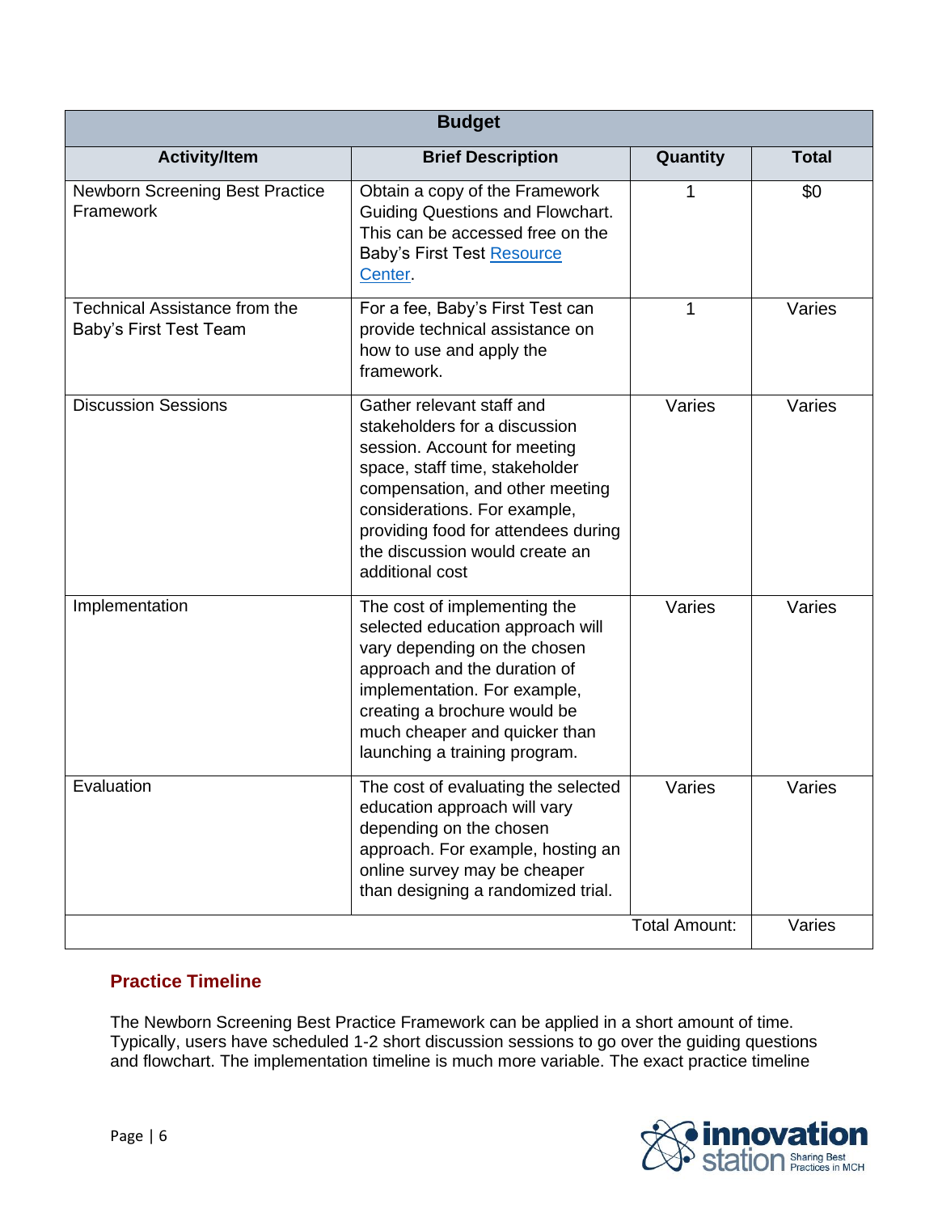| Budget | | | |
|---|---|---|---|
| **Activity/Item** | **Brief Description** | **Quantity** | **Total** |
| Newborn Screening Best Practice Framework | Obtain a copy of the Framework Guiding Questions and Flowchart. This can be accessed free on the Baby's First Test Resource Center. | 1 | $0 |
| Technical Assistance from the Baby's First Test Team | For a fee, Baby's First Test can provide technical assistance on how to use and apply the framework. | 1 | Varies |
| Discussion Sessions | Gather relevant staff and stakeholders for a discussion session. Account for meeting space, staff time, stakeholder compensation, and other meeting considerations. For example, providing food for attendees during the discussion would create an additional cost | Varies | Varies |
| Implementation | The cost of implementing the selected education approach will vary depending on the chosen approach and the duration of implementation. For example, creating a brochure would be much cheaper and quicker than launching a training program. | Varies | Varies |
| Evaluation | The cost of evaluating the selected education approach will vary depending on the chosen approach. For example, hosting an online survey may be cheaper than designing a randomized trial. | Varies | Varies |
| | | Total Amount: | Varies |

## Practice Timeline

The Newborn Screening Best Practice Framework can be applied in a short amount of time. Typically, users have scheduled 1-2 short discussion sessions to go over the guiding questions and flowchart. The implementation timeline is much more variable. The exact practice timeline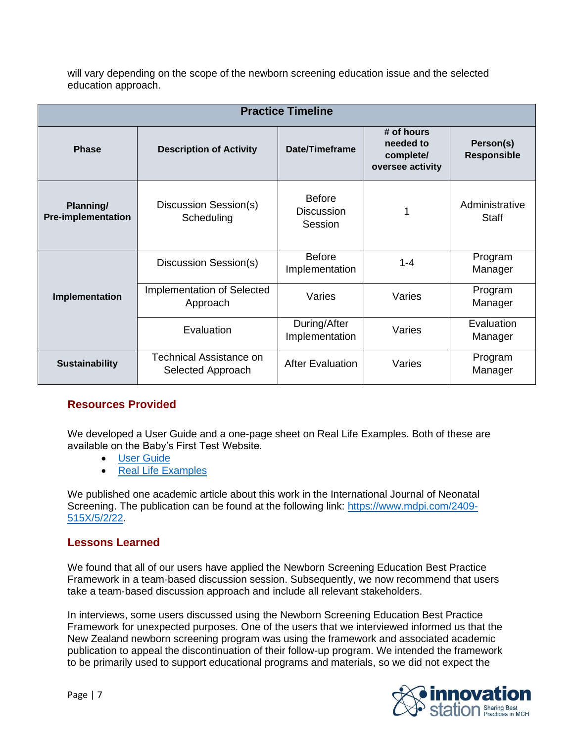will vary depending on the scope of the newborn screening education issue and the selected education approach.

| Practice Timeline | | | | |
|---|---|---|---|---|
| **Phase** | **Description of Activity** | **Date/Timeframe** | **# of hours needed to complete/ oversee activity** | **Person(s) Responsible** |
| **Planning/ Pre-implementation** | Discussion Session(s) Scheduling | Before Discussion Session | 1 | Administrative Staff |
| **Implementation** | Discussion Session(s) | Before Implementation | 1-4 | Program Manager |
| | Implementation of Selected Approach | Varies | Varies | Program Manager |
| | Evaluation | During/After Implementation | Varies | Evaluation Manager |
| **Sustainability** | Technical Assistance on Selected Approach | After Evaluation | Varies | Program Manager |

## Resources Provided

We developed a User Guide and a one-page sheet on Real Life Examples. Both of these are available on the Baby's First Test Website.

- User Guide
- Real Life Examples

We published one academic article about this work in the International Journal of Neonatal Screening. The publication can be found at the following link: https://www.mdpi.com/2409-515X/5/2/22.

## Lessons Learned

We found that all of our users have applied the Newborn Screening Education Best Practice Framework in a team-based discussion session. Subsequently, we now recommend that users take a team-based discussion approach and include all relevant stakeholders.

In interviews, some users discussed using the Newborn Screening Education Best Practice Framework for unexpected purposes. One of the users that we interviewed informed us that the New Zealand newborn screening program was using the framework and associated academic publication to appeal the discontinuation of their follow-up program. We intended the framework to be primarily used to support educational programs and materials, so we did not expect the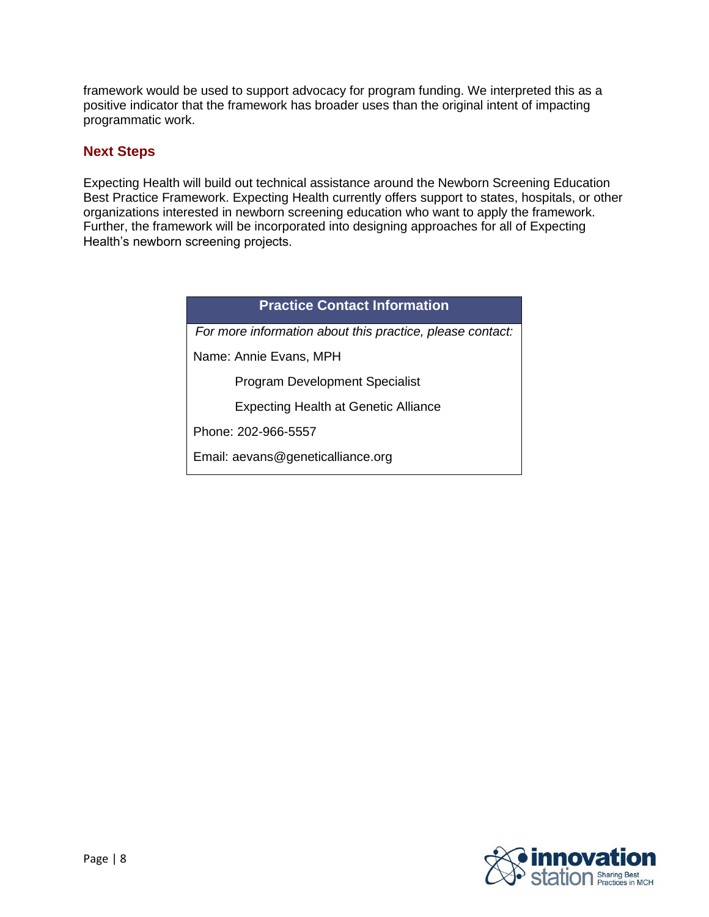framework would be used to support advocacy for program funding. We interpreted this as a positive indicator that the framework has broader uses than the original intent of impacting programmatic work.

## Next Steps

Expecting Health will build out technical assistance around the Newborn Screening Education Best Practice Framework. Expecting Health currently offers support to states, hospitals, or other organizations interested in newborn screening education who want to apply the framework. Further, the framework will be incorporated into designing approaches for all of Expecting Health's newborn screening projects.

| Practice Contact Information |
|---|
| *For more information about this practice, please contact:* |
| Name: Annie Evans, MPH |
| Program Development Specialist |
| Expecting Health at Genetic Alliance |
| Phone: 202-966-5557 |
| Email: aevans@geneticalliance.org |